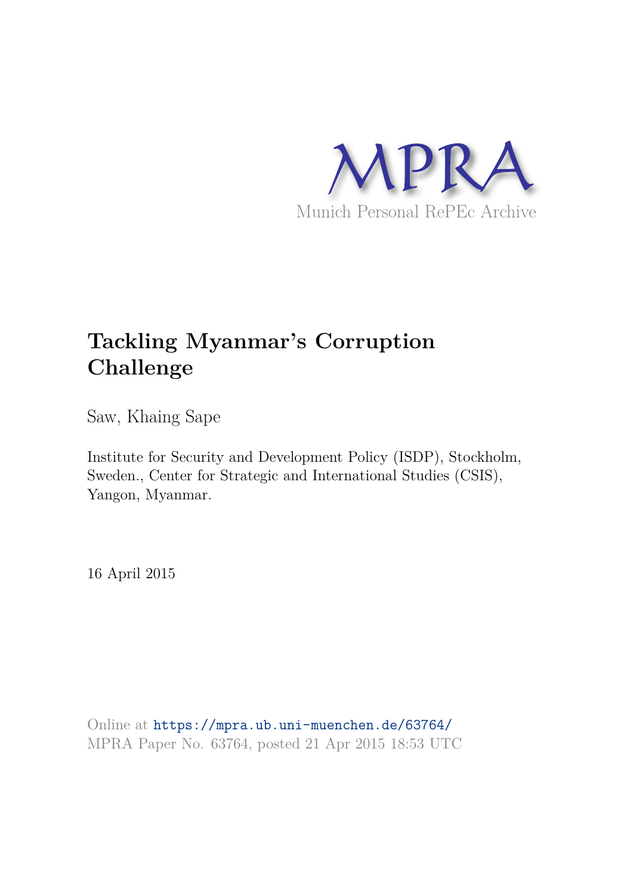MPRA

Munich Personal RePEc Archive

# Tackling Myanmar's Corruption Challenge

Saw, Khaing Sape

Institute for Security and Development Policy (ISDP), Stockholm, Sweden., Center for Strategic and International Studies (CSIS), Yangon, Myanmar.

16 April 2015

Online at https://mpra.ub.uni-muenchen.de/63764/
MPRA Paper No. 63764, posted 21 Apr 2015 18:53 UTC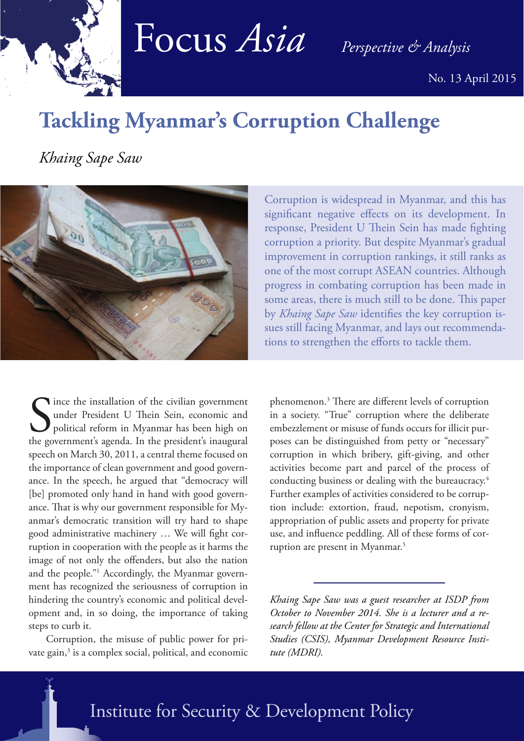# Tackling Myanmar's Corruption Challenge

*Khaing Sape Saw*

Corruption is widespread in Myanmar, and this has significant negative effects on its development. In response, President U Thein Sein has made fighting corruption a priority. But despite Myanmar's gradual improvement in corruption rankings, it still ranks as one of the most corrupt ASEAN countries. Although progress in combating corruption has been made in some areas, there is much still to be done. This paper by *Khaing Sape Saw* identifies the key corruption issues still facing Myanmar, and lays out recommendations to strengthen the efforts to tackle them.

Since the installation of the civilian government under President U Thein Sein, economic and political reform in Myanmar has been high on the government's agenda. In the president's inaugural speech on March 30, 2011, a central theme focused on the importance of clean government and good governance. In the speech, he argued that "democracy will [be] promoted only hand in hand with good governance. That is why our government responsible for Myanmar's democratic transition will try hard to shape good administrative machinery … We will fight corruption in cooperation with the people as it harms the image of not only the offenders, but also the nation and the people."[1] Accordingly, the Myanmar government has recognized the seriousness of corruption in hindering the country's economic and political development and, in so doing, the importance of taking steps to curb it.

Corruption, the misuse of public power for private gain,[3] is a complex social, political, and economic phenomenon.[3] There are different levels of corruption in a society. "True" corruption where the deliberate embezzlement or misuse of funds occurs for illicit purposes can be distinguished from petty or "necessary" corruption in which bribery, gift-giving, and other activities become part and parcel of the process of conducting business or dealing with the bureaucracy.[4] Further examples of activities considered to be corruption include: extortion, fraud, nepotism, cronyism, appropriation of public assets and property for private use, and influence peddling. All of these forms of corruption are present in Myanmar.[5]

---

*Khaing Sape Saw was a guest researcher at ISDP from October to November 2014. She is a lecturer and a research fellow at the Center for Strategic and International Studies (CSIS), Myanmar Development Resource Institute (MDRI).*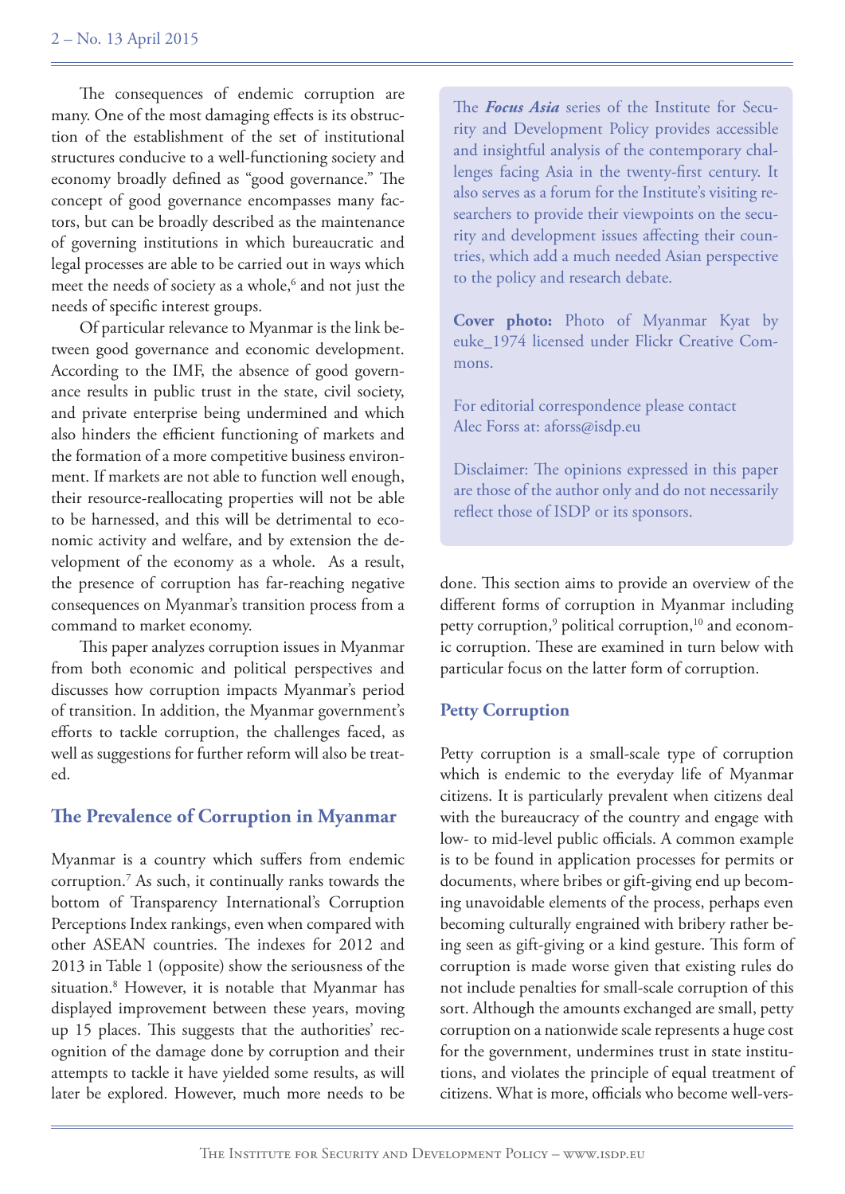The consequences of endemic corruption are many. One of the most damaging effects is its obstruction of the establishment of the set of institutional structures conducive to a well-functioning society and economy broadly defined as "good governance." The concept of good governance encompasses many factors, but can be broadly described as the maintenance of governing institutions in which bureaucratic and legal processes are able to be carried out in ways which meet the needs of society as a whole,[6] and not just the needs of specific interest groups.

Of particular relevance to Myanmar is the link between good governance and economic development. According to the IMF, the absence of good governance results in public trust in the state, civil society, and private enterprise being undermined and which also hinders the efficient functioning of markets and the formation of a more competitive business environment. If markets are not able to function well enough, their resource-reallocating properties will not be able to be harnessed, and this will be detrimental to economic activity and welfare, and by extension the development of the economy as a whole. As a result, the presence of corruption has far-reaching negative consequences on Myanmar's transition process from a command to market economy.

This paper analyzes corruption issues in Myanmar from both economic and political perspectives and discusses how corruption impacts Myanmar's period of transition. In addition, the Myanmar government's efforts to tackle corruption, the challenges faced, as well as suggestions for further reform will also be treated.

## The Prevalence of Corruption in Myanmar

Myanmar is a country which suffers from endemic corruption.[7] As such, it continually ranks towards the bottom of Transparency International's Corruption Perceptions Index rankings, even when compared with other ASEAN countries. The indexes for 2012 and 2013 in Table 1 (opposite) show the seriousness of the situation.[8] However, it is notable that Myanmar has displayed improvement between these years, moving up 15 places. This suggests that the authorities' recognition of the damage done by corruption and their attempts to tackle it have yielded some results, as will later be explored. However, much more needs to be done. This section aims to provide an overview of the different forms of corruption in Myanmar including petty corruption,[9] political corruption,[10] and economic corruption. These are examined in turn below with particular focus on the latter form of corruption.

> The ***Focus Asia*** series of the Institute for Security and Development Policy provides accessible and insightful analysis of the contemporary challenges facing Asia in the twenty-first century. It also serves as a forum for the Institute's visiting researchers to provide their viewpoints on the security and development issues affecting their countries, which add a much needed Asian perspective to the policy and research debate.
>
> **Cover photo:** Photo of Myanmar Kyat by euke_1974 licensed under Flickr Creative Commons.
>
> For editorial correspondence please contact Alec Forss at: aforss@isdp.eu
>
> Disclaimer: The opinions expressed in this paper are those of the author only and do not necessarily reflect those of ISDP or its sponsors.

### Petty Corruption

Petty corruption is a small-scale type of corruption which is endemic to the everyday life of Myanmar citizens. It is particularly prevalent when citizens deal with the bureaucracy of the country and engage with low- to mid-level public officials. A common example is to be found in application processes for permits or documents, where bribes or gift-giving end up becoming unavoidable elements of the process, perhaps even becoming culturally engrained with bribery rather being seen as gift-giving or a kind gesture. This form of corruption is made worse given that existing rules do not include penalties for small-scale corruption of this sort. Although the amounts exchanged are small, petty corruption on a nationwide scale represents a huge cost for the government, undermines trust in state institutions, and violates the principle of equal treatment of citizens. What is more, officials who become well-vers-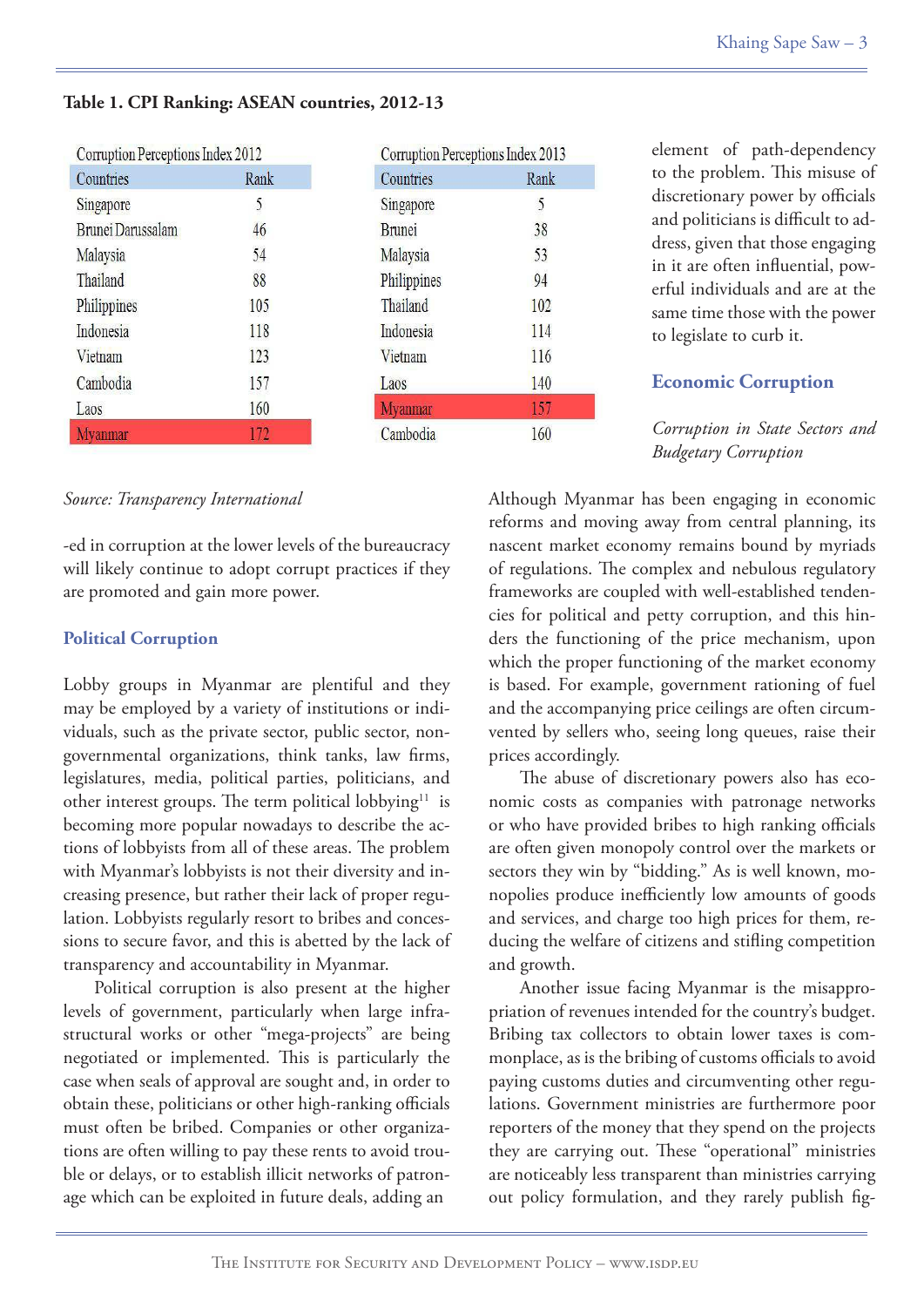**Table 1. CPI Ranking: ASEAN countries, 2012-13**

| Corruption Perceptions Index 2012 | |
|---|---|
| Countries | Rank |
| Singapore | 5 |
| Brunei Darussalam | 46 |
| Malaysia | 54 |
| Thailand | 88 |
| Philippines | 105 |
| Indonesia | 118 |
| Vietnam | 123 |
| Cambodia | 157 |
| Laos | 160 |
| Myanmar | 172 |

| Corruption Perceptions Index 2013 | |
|---|---|
| Countries | Rank |
| Singapore | 5 |
| Brunei | 38 |
| Malaysia | 53 |
| Philippines | 94 |
| Thailand | 102 |
| Indonesia | 114 |
| Vietnam | 116 |
| Laos | 140 |
| Myanmar | 157 |
| Cambodia | 160 |

*Source: Transparency International*

-ed in corruption at the lower levels of the bureaucracy will likely continue to adopt corrupt practices if they are promoted and gain more power.

### Political Corruption

Lobby groups in Myanmar are plentiful and they may be employed by a variety of institutions or individuals, such as the private sector, public sector, non-governmental organizations, think tanks, law firms, legislatures, media, political parties, politicians, and other interest groups. The term political lobbying[11] is becoming more popular nowadays to describe the actions of lobbyists from all of these areas. The problem with Myanmar's lobbyists is not their diversity and increasing presence, but rather their lack of proper regulation. Lobbyists regularly resort to bribes and concessions to secure favor, and this is abetted by the lack of transparency and accountability in Myanmar.

Political corruption is also present at the higher levels of government, particularly when large infrastructural works or other "mega-projects" are being negotiated or implemented. This is particularly the case when seals of approval are sought and, in order to obtain these, politicians or other high-ranking officials must often be bribed. Companies or other organizations are often willing to pay these rents to avoid trouble or delays, or to establish illicit networks of patronage which can be exploited in future deals, adding an element of path-dependency to the problem. This misuse of discretionary power by officials and politicians is difficult to address, given that those engaging in it are often influential, powerful individuals and are at the same time those with the power to legislate to curb it.

### Economic Corruption

*Corruption in State Sectors and Budgetary Corruption*

Although Myanmar has been engaging in economic reforms and moving away from central planning, its nascent market economy remains bound by myriads of regulations. The complex and nebulous regulatory frameworks are coupled with well-established tendencies for political and petty corruption, and this hinders the functioning of the price mechanism, upon which the proper functioning of the market economy is based. For example, government rationing of fuel and the accompanying price ceilings are often circumvented by sellers who, seeing long queues, raise their prices accordingly.

The abuse of discretionary powers also has economic costs as companies with patronage networks or who have provided bribes to high ranking officials are often given monopoly control over the markets or sectors they win by "bidding." As is well known, monopolies produce inefficiently low amounts of goods and services, and charge too high prices for them, reducing the welfare of citizens and stifling competition and growth.

Another issue facing Myanmar is the misappropriation of revenues intended for the country's budget. Bribing tax collectors to obtain lower taxes is commonplace, as is the bribing of customs officials to avoid paying customs duties and circumventing other regulations. Government ministries are furthermore poor reporters of the money that they spend on the projects they are carrying out. These "operational" ministries are noticeably less transparent than ministries carrying out policy formulation, and they rarely publish fig-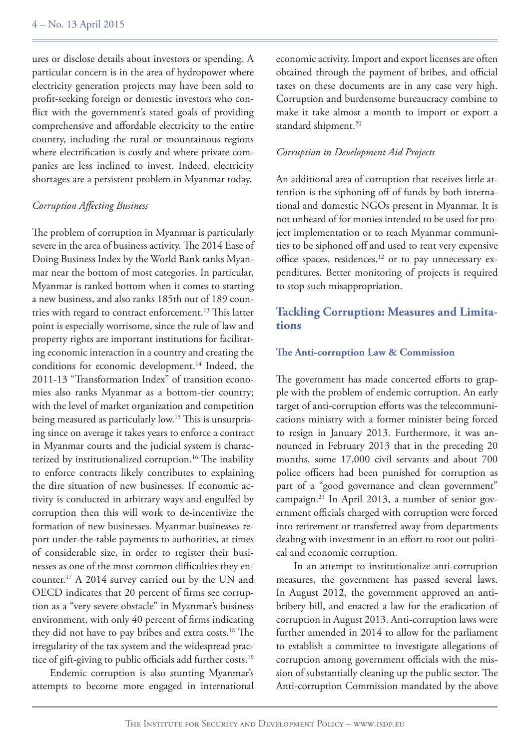ures or disclose details about investors or spending. A particular concern is in the area of hydropower where electricity generation projects may have been sold to profit-seeking foreign or domestic investors who conflict with the government's stated goals of providing comprehensive and affordable electricity to the entire country, including the rural or mountainous regions where electrification is costly and where private companies are less inclined to invest. Indeed, electricity shortages are a persistent problem in Myanmar today.

*Corruption Affecting Business*

The problem of corruption in Myanmar is particularly severe in the area of business activity. The 2014 Ease of Doing Business Index by the World Bank ranks Myanmar near the bottom of most categories. In particular, Myanmar is ranked bottom when it comes to starting a new business, and also ranks 185th out of 189 countries with regard to contract enforcement.[13] This latter point is especially worrisome, since the rule of law and property rights are important institutions for facilitating economic interaction in a country and creating the conditions for economic development.[14] Indeed, the 2011-13 "Transformation Index" of transition economies also ranks Myanmar as a bottom-tier country; with the level of market organization and competition being measured as particularly low.[15] This is unsurprising since on average it takes years to enforce a contract in Myanmar courts and the judicial system is characterized by institutionalized corruption.[16] The inability to enforce contracts likely contributes to explaining the dire situation of new businesses. If economic activity is conducted in arbitrary ways and engulfed by corruption then this will work to de-incentivize the formation of new businesses. Myanmar businesses report under-the-table payments to authorities, at times of considerable size, in order to register their businesses as one of the most common difficulties they encounter.[17] A 2014 survey carried out by the UN and OECD indicates that 20 percent of firms see corruption as a "very severe obstacle" in Myanmar's business environment, with only 40 percent of firms indicating they did not have to pay bribes and extra costs.[18] The irregularity of the tax system and the widespread practice of gift-giving to public officials add further costs.[19]

Endemic corruption is also stunting Myanmar's attempts to become more engaged in international economic activity. Import and export licenses are often obtained through the payment of bribes, and official taxes on these documents are in any case very high. Corruption and burdensome bureaucracy combine to make it take almost a month to import or export a standard shipment.[20]

*Corruption in Development Aid Projects*

An additional area of corruption that receives little attention is the siphoning off of funds by both international and domestic NGOs present in Myanmar. It is not unheard of for monies intended to be used for project implementation or to reach Myanmar communities to be siphoned off and used to rent very expensive office spaces, residences,[12] or to pay unnecessary expenditures. Better monitoring of projects is required to stop such misappropriation.

## Tackling Corruption: Measures and Limitations

### The Anti-corruption Law & Commission

The government has made concerted efforts to grapple with the problem of endemic corruption. An early target of anti-corruption efforts was the telecommunications ministry with a former minister being forced to resign in January 2013. Furthermore, it was announced in February 2013 that in the preceding 20 months, some 17,000 civil servants and about 700 police officers had been punished for corruption as part of a "good governance and clean government" campaign.[21] In April 2013, a number of senior government officials charged with corruption were forced into retirement or transferred away from departments dealing with investment in an effort to root out political and economic corruption.

In an attempt to institutionalize anti-corruption measures, the government has passed several laws. In August 2012, the government approved an anti-bribery bill, and enacted a law for the eradication of corruption in August 2013. Anti-corruption laws were further amended in 2014 to allow for the parliament to establish a committee to investigate allegations of corruption among government officials with the mission of substantially cleaning up the public sector. The Anti-corruption Commission mandated by the above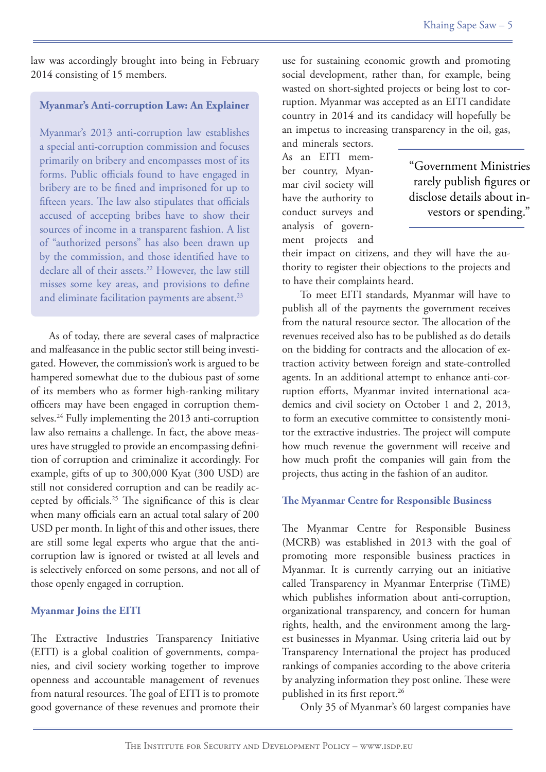law was accordingly brought into being in February 2014 consisting of 15 members.

> **Myanmar's Anti-corruption Law: An Explainer**
>
> Myanmar's 2013 anti-corruption law establishes a special anti-corruption commission and focuses primarily on bribery and encompasses most of its forms. Public officials found to have engaged in bribery are to be fined and imprisoned for up to fifteen years. The law also stipulates that officials accused of accepting bribes have to show their sources of income in a transparent fashion. A list of "authorized persons" has also been drawn up by the commission, and those identified have to declare all of their assets.[22] However, the law still misses some key areas, and provisions to define and eliminate facilitation payments are absent.[23]

As of today, there are several cases of malpractice and malfeasance in the public sector still being investigated. However, the commission's work is argued to be hampered somewhat due to the dubious past of some of its members who as former high-ranking military officers may have been engaged in corruption themselves.[24] Fully implementing the 2013 anti-corruption law also remains a challenge. In fact, the above measures have struggled to provide an encompassing definition of corruption and criminalize it accordingly. For example, gifts of up to 300,000 Kyat (300 USD) are still not considered corruption and can be readily accepted by officials.[25] The significance of this is clear when many officials earn an actual total salary of 200 USD per month. In light of this and other issues, there are still some legal experts who argue that the anti-corruption law is ignored or twisted at all levels and is selectively enforced on some persons, and not all of those openly engaged in corruption.

### Myanmar Joins the EITI

The Extractive Industries Transparency Initiative (EITI) is a global coalition of governments, companies, and civil society working together to improve openness and accountable management of revenues from natural resources. The goal of EITI is to promote good governance of these revenues and promote their use for sustaining economic growth and promoting social development, rather than, for example, being wasted on short-sighted projects or being lost to corruption. Myanmar was accepted as an EITI candidate country in 2014 and its candidacy will hopefully be an impetus to increasing transparency in the oil, gas, and minerals sectors. As an EITI member country, Myanmar civil society will have the authority to conduct surveys and analysis of government projects and their impact on citizens, and they will have the authority to register their objections to the projects and to have their complaints heard.

> "Government Ministries rarely publish figures or disclose details about investors or spending."

To meet EITI standards, Myanmar will have to publish all of the payments the government receives from the natural resource sector. The allocation of the revenues received also has to be published as do details on the bidding for contracts and the allocation of extraction activity between foreign and state-controlled agents. In an additional attempt to enhance anti-corruption efforts, Myanmar invited international academics and civil society on October 1 and 2, 2013, to form an executive committee to consistently monitor the extractive industries. The project will compute how much revenue the government will receive and how much profit the companies will gain from the projects, thus acting in the fashion of an auditor.

### The Myanmar Centre for Responsible Business

The Myanmar Centre for Responsible Business (MCRB) was established in 2013 with the goal of promoting more responsible business practices in Myanmar. It is currently carrying out an initiative called Transparency in Myanmar Enterprise (TiME) which publishes information about anti-corruption, organizational transparency, and concern for human rights, health, and the environment among the largest businesses in Myanmar. Using criteria laid out by Transparency International the project has produced rankings of companies according to the above criteria by analyzing information they post online. These were published in its first report.[26]

Only 35 of Myanmar's 60 largest companies have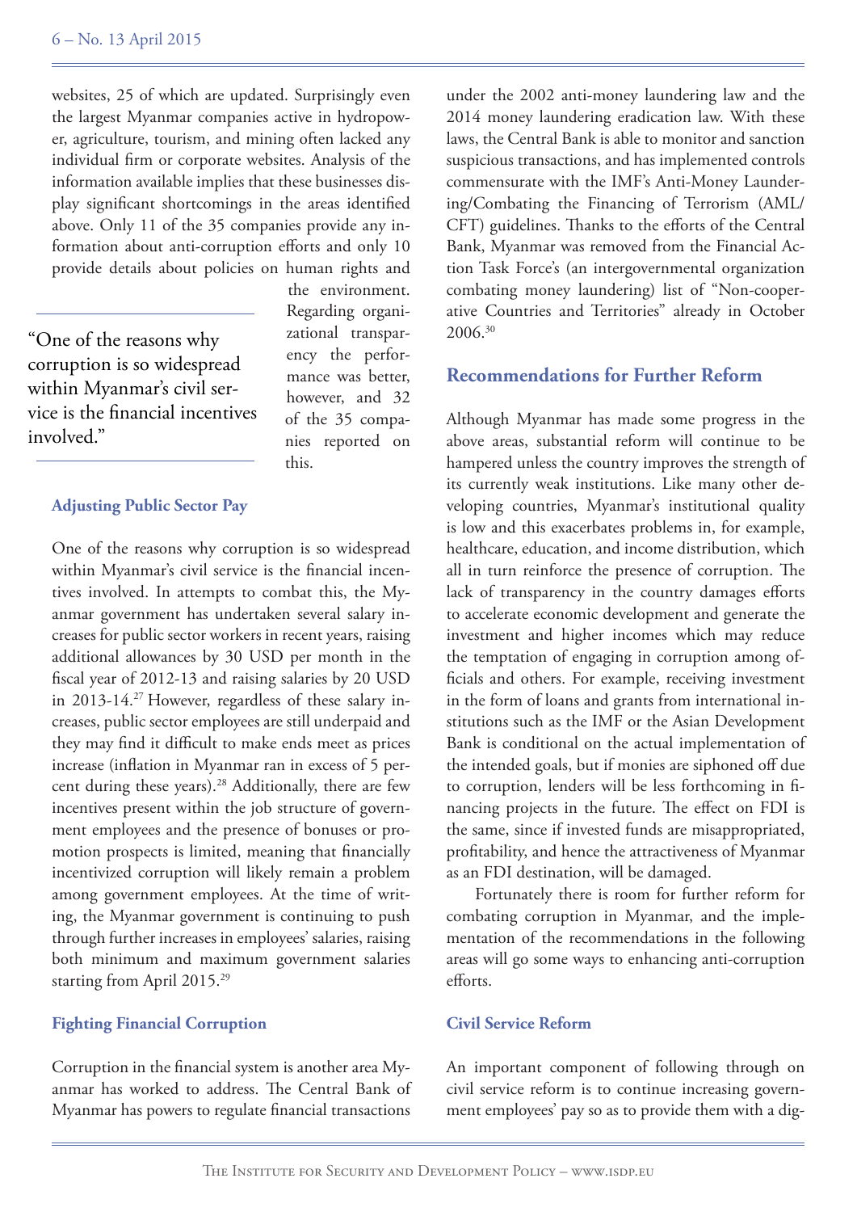websites, 25 of which are updated. Surprisingly even the largest Myanmar companies active in hydropower, agriculture, tourism, and mining often lacked any individual firm or corporate websites. Analysis of the information available implies that these businesses display significant shortcomings in the areas identified above. Only 11 of the 35 companies provide any information about anti-corruption efforts and only 10 provide details about policies on human rights and the environment. Regarding organizational transparency the performance was better, however, and 32 of the 35 companies reported on this.

> "One of the reasons why corruption is so widespread within Myanmar's civil service is the financial incentives involved."

#### Adjusting Public Sector Pay

One of the reasons why corruption is so widespread within Myanmar's civil service is the financial incentives involved. In attempts to combat this, the Myanmar government has undertaken several salary increases for public sector workers in recent years, raising additional allowances by 30 USD per month in the fiscal year of 2012-13 and raising salaries by 20 USD in 2013-14.[27] However, regardless of these salary increases, public sector employees are still underpaid and they may find it difficult to make ends meet as prices increase (inflation in Myanmar ran in excess of 5 percent during these years).[28] Additionally, there are few incentives present within the job structure of government employees and the presence of bonuses or promotion prospects is limited, meaning that financially incentivized corruption will likely remain a problem among government employees. At the time of writing, the Myanmar government is continuing to push through further increases in employees' salaries, raising both minimum and maximum government salaries starting from April 2015.[29]

#### Fighting Financial Corruption

Corruption in the financial system is another area Myanmar has worked to address. The Central Bank of Myanmar has powers to regulate financial transactions under the 2002 anti-money laundering law and the 2014 money laundering eradication law. With these laws, the Central Bank is able to monitor and sanction suspicious transactions, and has implemented controls commensurate with the IMF's Anti-Money Laundering/Combating the Financing of Terrorism (AML/CFT) guidelines. Thanks to the efforts of the Central Bank, Myanmar was removed from the Financial Action Task Force's (an intergovernmental organization combating money laundering) list of "Non-cooperative Countries and Territories" already in October 2006.[30]

### Recommendations for Further Reform

Although Myanmar has made some progress in the above areas, substantial reform will continue to be hampered unless the country improves the strength of its currently weak institutions. Like many other developing countries, Myanmar's institutional quality is low and this exacerbates problems in, for example, healthcare, education, and income distribution, which all in turn reinforce the presence of corruption. The lack of transparency in the country damages efforts to accelerate economic development and generate the investment and higher incomes which may reduce the temptation of engaging in corruption among officials and others. For example, receiving investment in the form of loans and grants from international institutions such as the IMF or the Asian Development Bank is conditional on the actual implementation of the intended goals, but if monies are siphoned off due to corruption, lenders will be less forthcoming in financing projects in the future. The effect on FDI is the same, since if invested funds are misappropriated, profitability, and hence the attractiveness of Myanmar as an FDI destination, will be damaged.

Fortunately there is room for further reform for combating corruption in Myanmar, and the implementation of the recommendations in the following areas will go some ways to enhancing anti-corruption efforts.

#### Civil Service Reform

An important component of following through on civil service reform is to continue increasing government employees' pay so as to provide them with a dig-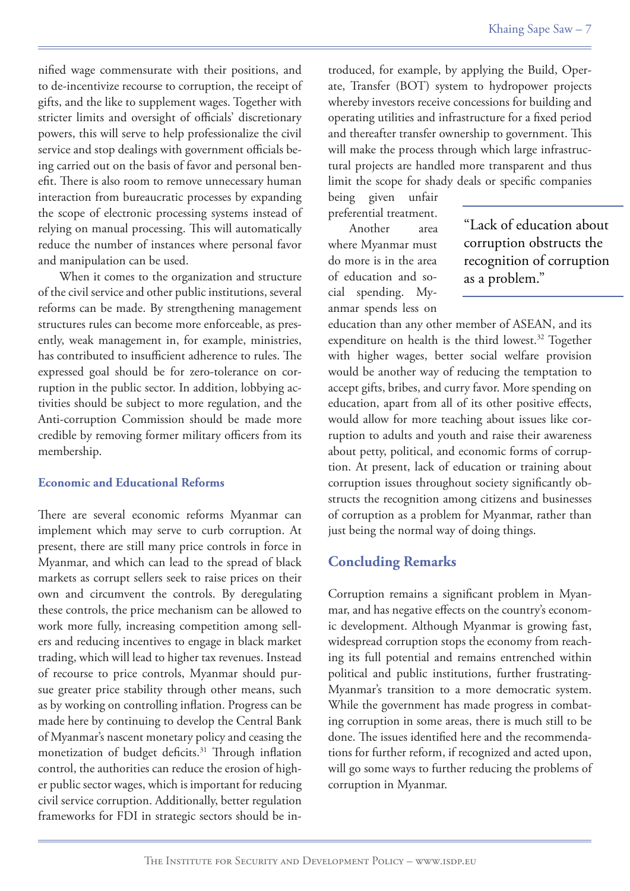nified wage commensurate with their positions, and to de-incentivize recourse to corruption, the receipt of gifts, and the like to supplement wages. Together with stricter limits and oversight of officials' discretionary powers, this will serve to help professionalize the civil service and stop dealings with government officials being carried out on the basis of favor and personal benefit. There is also room to remove unnecessary human interaction from bureaucratic processes by expanding the scope of electronic processing systems instead of relying on manual processing. This will automatically reduce the number of instances where personal favor and manipulation can be used.

When it comes to the organization and structure of the civil service and other public institutions, several reforms can be made. By strengthening management structures rules can become more enforceable, as presently, weak management in, for example, ministries, has contributed to insufficient adherence to rules. The expressed goal should be for zero-tolerance on corruption in the public sector. In addition, lobbying activities should be subject to more regulation, and the Anti-corruption Commission should be made more credible by removing former military officers from its membership.

### Economic and Educational Reforms

There are several economic reforms Myanmar can implement which may serve to curb corruption. At present, there are still many price controls in force in Myanmar, and which can lead to the spread of black markets as corrupt sellers seek to raise prices on their own and circumvent the controls. By deregulating these controls, the price mechanism can be allowed to work more fully, increasing competition among sellers and reducing incentives to engage in black market trading, which will lead to higher tax revenues. Instead of recourse to price controls, Myanmar should pursue greater price stability through other means, such as by working on controlling inflation. Progress can be made here by continuing to develop the Central Bank of Myanmar's nascent monetary policy and ceasing the monetization of budget deficits.[31] Through inflation control, the authorities can reduce the erosion of higher public sector wages, which is important for reducing civil service corruption. Additionally, better regulation frameworks for FDI in strategic sectors should be introduced, for example, by applying the Build, Operate, Transfer (BOT) system to hydropower projects whereby investors receive concessions for building and operating utilities and infrastructure for a fixed period and thereafter transfer ownership to government. This will make the process through which large infrastructural projects are handled more transparent and thus limit the scope for shady deals or specific companies being given unfair preferential treatment.

> "Lack of education about corruption obstructs the recognition of corruption as a problem."

Another area where Myanmar must do more is in the area of education and social spending. Myanmar spends less on education than any other member of ASEAN, and its expenditure on health is the third lowest.[32] Together with higher wages, better social welfare provision would be another way of reducing the temptation to accept gifts, bribes, and curry favor. More spending on education, apart from all of its other positive effects, would allow for more teaching about issues like corruption to adults and youth and raise their awareness about petty, political, and economic forms of corruption. At present, lack of education or training about corruption issues throughout society significantly obstructs the recognition among citizens and businesses of corruption as a problem for Myanmar, rather than just being the normal way of doing things.

## Concluding Remarks

Corruption remains a significant problem in Myanmar, and has negative effects on the country's economic development. Although Myanmar is growing fast, widespread corruption stops the economy from reaching its full potential and remains entrenched within political and public institutions, further frustrating-Myanmar's transition to a more democratic system. While the government has made progress in combating corruption in some areas, there is much still to be done. The issues identified here and the recommendations for further reform, if recognized and acted upon, will go some ways to further reducing the problems of corruption in Myanmar.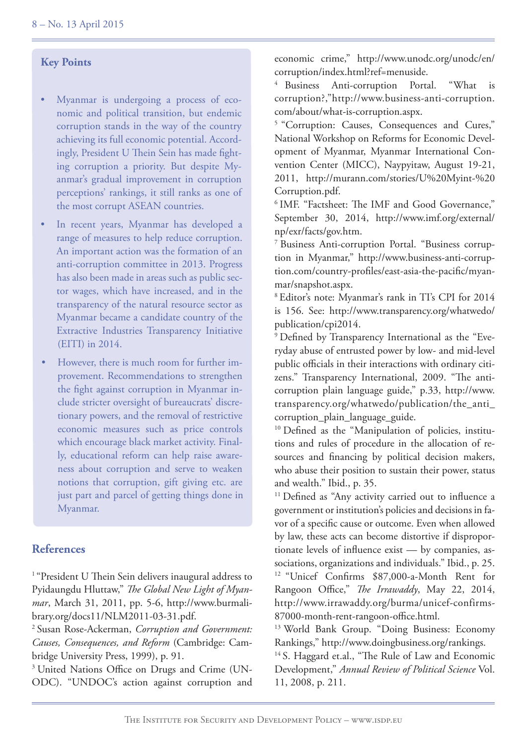## Key Points

- Myanmar is undergoing a process of economic and political transition, but endemic corruption stands in the way of the country achieving its full economic potential. Accordingly, President U Thein Sein has made fighting corruption a priority. But despite Myanmar's gradual improvement in corruption perceptions' rankings, it still ranks as one of the most corrupt ASEAN countries.
- In recent years, Myanmar has developed a range of measures to help reduce corruption. An important action was the formation of an anti-corruption committee in 2013. Progress has also been made in areas such as public sector wages, which have increased, and in the transparency of the natural resource sector as Myanmar became a candidate country of the Extractive Industries Transparency Initiative (EITI) in 2014.
- However, there is much room for further improvement. Recommendations to strengthen the fight against corruption in Myanmar include stricter oversight of bureaucrats' discretionary powers, and the removal of restrictive economic measures such as price controls which encourage black market activity. Finally, educational reform can help raise awareness about corruption and serve to weaken notions that corruption, gift giving etc. are just part and parcel of getting things done in Myanmar.

## References

[1] "President U Thein Sein delivers inaugural address to Pyidaungdu Hluttaw," *The Global New Light of Myanmar*, March 31, 2011, pp. 5-6, http://www.burmalibrary.org/docs11/NLM2011-03-31.pdf.

[2] Susan Rose-Ackerman, *Corruption and Government: Causes, Consequences, and Reform* (Cambridge: Cambridge University Press, 1999), p. 91.

[3] United Nations Office on Drugs and Crime (UNODC). "UNDOC's action against corruption and economic crime," http://www.unodc.org/unodc/en/corruption/index.html?ref=menuside.

[4] Business Anti-corruption Portal. "What is corruption?,"http://www.business-anti-corruption.com/about/what-is-corruption.aspx.

[5] "Corruption: Causes, Consequences and Cures," National Workshop on Reforms for Economic Development of Myanmar, Myanmar International Convention Center (MICC), Naypyitaw, August 19-21, 2011, http://murann.com/stories/U%20Myint-%20Corruption.pdf.

[6] IMF. "Factsheet: The IMF and Good Governance," September 30, 2014, http://www.imf.org/external/np/exr/facts/gov.htm.

[7] Business Anti-corruption Portal. "Business corruption in Myanmar," http://www.business-anti-corruption.com/country-profiles/east-asia-the-pacific/myanmar/snapshot.aspx.

[8] Editor's note: Myanmar's rank in TI's CPI for 2014 is 156. See: http://www.transparency.org/whatwedo/publication/cpi2014.

[9] Defined by Transparency International as the "Everyday abuse of entrusted power by low- and mid-level public officials in their interactions with ordinary citizens." Transparency International, 2009. "The anti-corruption plain language guide," p.33, http://www.transparency.org/whatwedo/publication/the_anti_corruption_plain_language_guide.

[10] Defined as the "Manipulation of policies, institutions and rules of procedure in the allocation of resources and financing by political decision makers, who abuse their position to sustain their power, status and wealth." Ibid., p. 35.

[11] Defined as "Any activity carried out to influence a government or institution's policies and decisions in favor of a specific cause or outcome. Even when allowed by law, these acts can become distortive if disproportionate levels of influence exist — by companies, associations, organizations and individuals." Ibid., p. 25.

[12] "Unicef Confirms $87,000-a-Month Rent for Rangoon Office," *The Irrawaddy*, May 22, 2014, http://www.irrawaddy.org/burma/unicef-confirms-87000-month-rent-rangoon-office.html.

[13] World Bank Group. "Doing Business: Economy Rankings," http://www.doingbusiness.org/rankings.

[14] S. Haggard et.al., "The Rule of Law and Economic Development," *Annual Review of Political Science* Vol. 11, 2008, p. 211.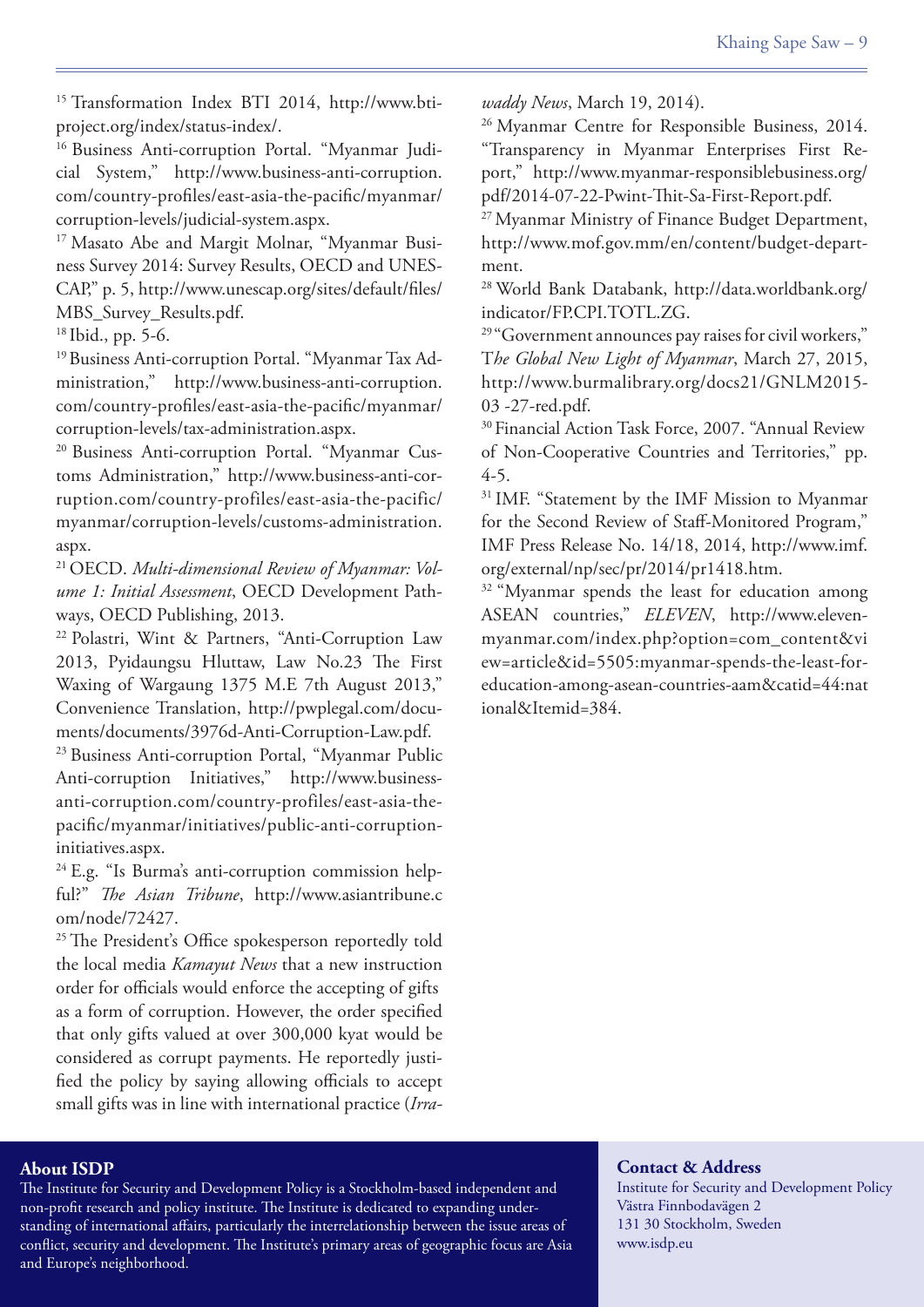[15] Transformation Index BTI 2014, http://www.bti-project.org/index/status-index/.

[16] Business Anti-corruption Portal. "Myanmar Judicial System," http://www.business-anti-corruption.com/country-profiles/east-asia-the-pacific/myanmar/corruption-levels/judicial-system.aspx.

[17] Masato Abe and Margit Molnar, "Myanmar Business Survey 2014: Survey Results, OECD and UNESCAP," p. 5, http://www.unescap.org/sites/default/files/MBS_Survey_Results.pdf.

[18] Ibid., pp. 5-6.

[19] Business Anti-corruption Portal. "Myanmar Tax Administration," http://www.business-anti-corruption.com/country-profiles/east-asia-the-pacific/myanmar/corruption-levels/tax-administration.aspx.

[20] Business Anti-corruption Portal. "Myanmar Customs Administration," http://www.business-anti-corruption.com/country-profiles/east-asia-the-pacific/myanmar/corruption-levels/customs-administration.aspx.

[21] OECD. *Multi-dimensional Review of Myanmar: Volume 1: Initial Assessment*, OECD Development Pathways, OECD Publishing, 2013.

[22] Polastri, Wint & Partners, "Anti-Corruption Law 2013, Pyidaungsu Hluttaw, Law No.23 The First Waxing of Wargaung 1375 M.E 7th August 2013," Convenience Translation, http://pwplegal.com/documents/documents/3976d-Anti-Corruption-Law.pdf.

[23] Business Anti-corruption Portal, "Myanmar Public Anti-corruption Initiatives," http://www.business-anti-corruption.com/country-profiles/east-asia-the-pacific/myanmar/initiatives/public-anti-corruption-initiatives.aspx.

[24] E.g. "Is Burma's anti-corruption commission helpful?" *The Asian Tribune*, http://www.asiantribune.com/node/72427.

[25] The President's Office spokesperson reportedly told the local media *Kamayut News* that a new instruction order for officials would enforce the accepting of gifts as a form of corruption. However, the order specified that only gifts valued at over 300,000 kyat would be considered as corrupt payments. He reportedly justified the policy by saying allowing officials to accept small gifts was in line with international practice (*Irrawaddy News*, March 19, 2014).

[26] Myanmar Centre for Responsible Business, 2014. "Transparency in Myanmar Enterprises First Report," http://www.myanmar-responsiblebusiness.org/pdf/2014-07-22-Pwint-Thit-Sa-First-Report.pdf.

[27] Myanmar Ministry of Finance Budget Department, http://www.mof.gov.mm/en/content/budget-department.

[28] World Bank Databank, http://data.worldbank.org/indicator/FP.CPI.TOTL.ZG.

[29] "Government announces pay raises for civil workers," *The Global New Light of Myanmar*, March 27, 2015, http://www.burmalibrary.org/docs21/GNLM2015-03 -27-red.pdf.

[30] Financial Action Task Force, 2007. "Annual Review of Non-Cooperative Countries and Territories," pp. 4-5.

[31] IMF. "Statement by the IMF Mission to Myanmar for the Second Review of Staff-Monitored Program," IMF Press Release No. 14/18, 2014, http://www.imf.org/external/np/sec/pr/2014/pr1418.htm.

[32] "Myanmar spends the least for education among ASEAN countries," *ELEVEN*, http://www.elevenmyanmar.com/index.php?option=com_content&view=article&id=5505:myanmar-spends-the-least-for-education-among-asean-countries-aam&catid=44:national&Itemid=384.

**About ISDP**

The Institute for Security and Development Policy is a Stockholm-based independent and non-profit research and policy institute. The Institute is dedicated to expanding understanding of international affairs, particularly the interrelationship between the issue areas of conflict, security and development. The Institute's primary areas of geographic focus are Asia and Europe's neighborhood.

**Contact & Address**

Institute for Security and Development Policy
Västra Finnbodavägen 2
131 30 Stockholm, Sweden
www.isdp.eu